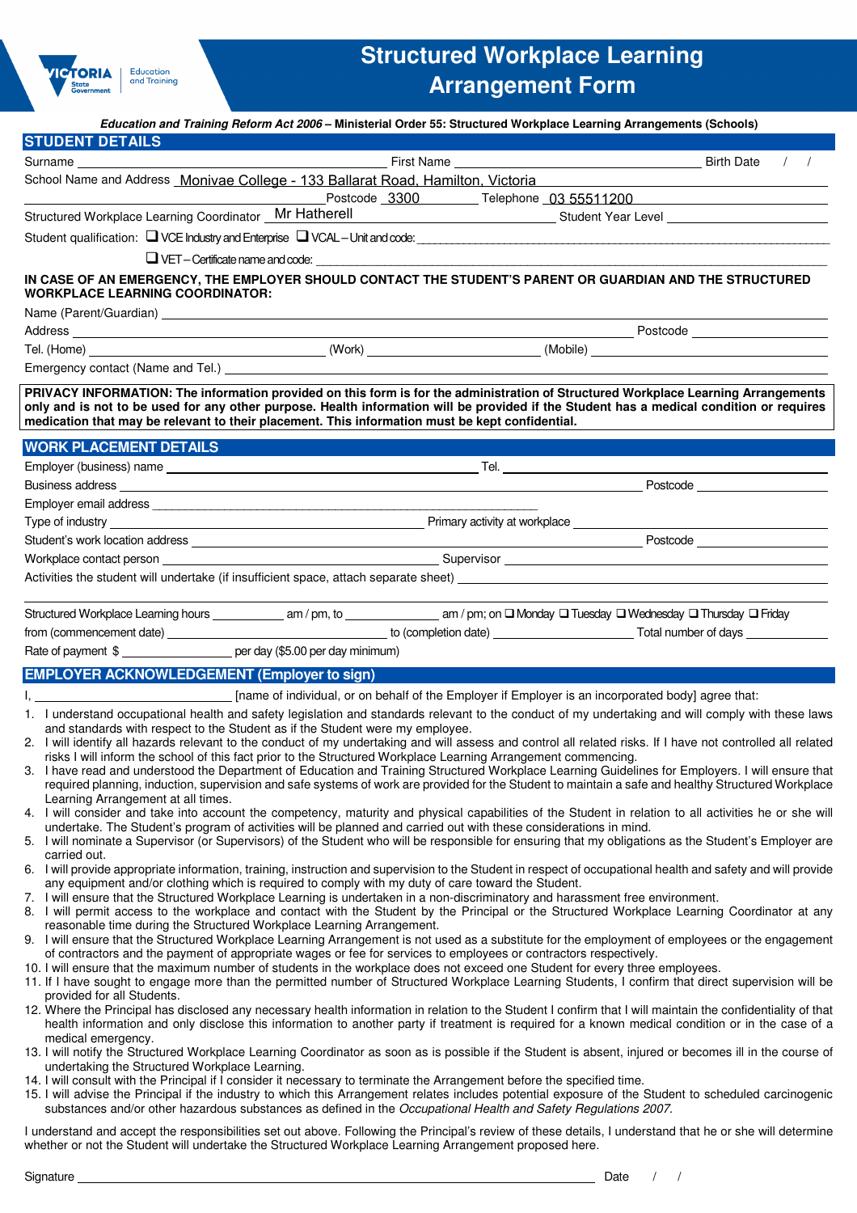# Structured Workplace Learning Arrangement Form

***Education and Training Reform Act 2006* – Ministerial Order 55: Structured Workplace Learning Arrangements (Schools)**

## STUDENT DETAILS

Surname ______________________ First Name ______________________ Birth Date / /

School Name and Address Monivae College - 133 Ballarat Road, Hamilton, Victoria

Postcode 3300 Telephone 03 55511200

Structured Workplace Learning Coordinator Mr Hatherell Student Year Level ______________

Student qualification: ❑ VCE Industry and Enterprise ❑ VCAL – Unit and code: ______________________

❑ VET – Certificate name and code: ______________________

**IN CASE OF AN EMERGENCY, THE EMPLOYER SHOULD CONTACT THE STUDENT'S PARENT OR GUARDIAN AND THE STRUCTURED WORKPLACE LEARNING COORDINATOR:**

Name (Parent/Guardian) ______________________

Address ______________________ Postcode ______________

Tel. (Home) ______________ (Work) ______________ (Mobile) ______________

Emergency contact (Name and Tel.) ______________________

**PRIVACY INFORMATION: The information provided on this form is for the administration of Structured Workplace Learning Arrangements only and is not to be used for any other purpose. Health information will be provided if the Student has a medical condition or requires medication that may be relevant to their placement. This information must be kept confidential.**

## WORK PLACEMENT DETAILS

Employer (business) name ______________________ Tel. ______________

Business address ______________________ Postcode ______________

Employer email address ______________________

Type of industry ______________________ Primary activity at workplace ______________________

Student's work location address ______________________ Postcode ______________

Workplace contact person ______________________ Supervisor ______________________

Activities the student will undertake (if insufficient space, attach separate sheet) ______________________

______________________________________________

Structured Workplace Learning hours __________ am / pm, to __________ am / pm; on ❑ Monday ❑ Tuesday ❑ Wednesday ❑ Thursday ❑ Friday

from (commencement date) ______________ to (completion date) ______________ Total number of days __________

Rate of payment $ __________ per day ($5.00 per day minimum)

## EMPLOYER ACKNOWLEDGEMENT (Employer to sign)

I, ______________________ [name of individual, or on behalf of the Employer if Employer is an incorporated body] agree that:

1. I understand occupational health and safety legislation and standards relevant to the conduct of my undertaking and will comply with these laws and standards with respect to the Student as if the Student were my employee.
2. I will identify all hazards relevant to the conduct of my undertaking and will assess and control all related risks. If I have not controlled all related risks I will inform the school of this fact prior to the Structured Workplace Learning Arrangement commencing.
3. I have read and understood the Department of Education and Training Structured Workplace Learning Guidelines for Employers. I will ensure that required planning, induction, supervision and safe systems of work are provided for the Student to maintain a safe and healthy Structured Workplace Learning Arrangement at all times.
4. I will consider and take into account the competency, maturity and physical capabilities of the Student in relation to all activities he or she will undertake. The Student's program of activities will be planned and carried out with these considerations in mind.
5. I will nominate a Supervisor (or Supervisors) of the Student who will be responsible for ensuring that my obligations as the Student's Employer are carried out.
6. I will provide appropriate information, training, instruction and supervision to the Student in respect of occupational health and safety and will provide any equipment and/or clothing which is required to comply with my duty of care toward the Student.
7. I will ensure that the Structured Workplace Learning is undertaken in a non-discriminatory and harassment free environment.
8. I will permit access to the workplace and contact with the Student by the Principal or the Structured Workplace Learning Coordinator at any reasonable time during the Structured Workplace Learning Arrangement.
9. I will ensure that the Structured Workplace Learning Arrangement is not used as a substitute for the employment of employees or the engagement of contractors and the payment of appropriate wages or fee for services to employees or contractors respectively.
10. I will ensure that the maximum number of students in the workplace does not exceed one Student for every three employees.
11. If I have sought to engage more than the permitted number of Structured Workplace Learning Students, I confirm that direct supervision will be provided for all Students.
12. Where the Principal has disclosed any necessary health information in relation to the Student I confirm that I will maintain the confidentiality of that health information and only disclose this information to another party if treatment is required for a known medical condition or in the case of a medical emergency.
13. I will notify the Structured Workplace Learning Coordinator as soon as is possible if the Student is absent, injured or becomes ill in the course of undertaking the Structured Workplace Learning.
14. I will consult with the Principal if I consider it necessary to terminate the Arrangement before the specified time.
15. I will advise the Principal if the industry to which this Arrangement relates includes potential exposure of the Student to scheduled carcinogenic substances and/or other hazardous substances as defined in the *Occupational Health and Safety Regulations 2007.*

I understand and accept the responsibilities set out above. Following the Principal's review of these details, I understand that he or she will determine whether or not the Student will undertake the Structured Workplace Learning Arrangement proposed here.

Signature ______________________________________________ Date / /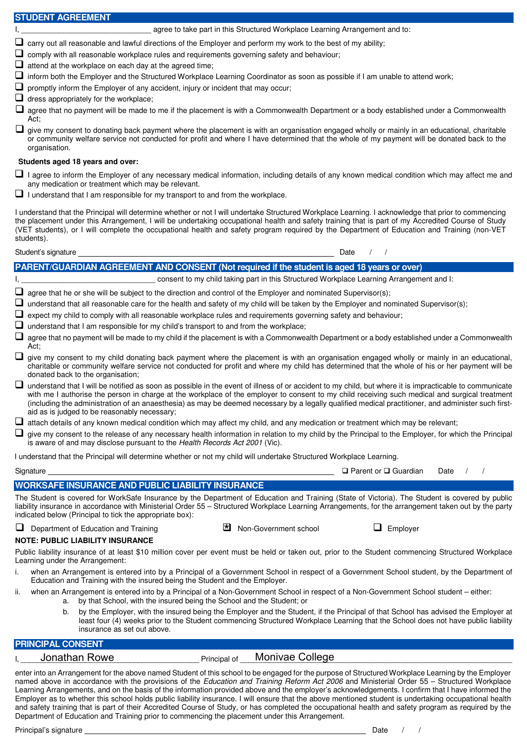## STUDENT AGREEMENT

I, ________________________________ agree to take part in this Structured Workplace Learning Arrangement and to:

- ☐ carry out all reasonable and lawful directions of the Employer and perform my work to the best of my ability;
- ☐ comply with all reasonable workplace rules and requirements governing safety and behaviour;
- ☐ attend at the workplace on each day at the agreed time;
- ☐ inform both the Employer and the Structured Workplace Learning Coordinator as soon as possible if I am unable to attend work;
- ☐ promptly inform the Employer of any accident, injury or incident that may occur;
- ☐ dress appropriately for the workplace;
- ☐ agree that no payment will be made to me if the placement is with a Commonwealth Department or a body established under a Commonwealth Act;
- ☐ give my consent to donating back payment where the placement is with an organisation engaged wholly or mainly in an educational, charitable or community welfare service not conducted for profit and where I have determined that the whole of my payment will be donated back to the organisation.

**Students aged 18 years and over:**

- ☐ I agree to inform the Employer of any necessary medical information, including details of any known medical condition which may affect me and any medication or treatment which may be relevant.
- ☐ I understand that I am responsible for my transport to and from the workplace.

I understand that the Principal will determine whether or not I will undertake Structured Workplace Learning. I acknowledge that prior to commencing the placement under this Arrangement, I will be undertaking occupational health and safety training that is part of my Accredited Course of Study (VET students), or I will complete the occupational health and safety program required by the Department of Education and Training (non-VET students).

Student's signature ________________________________ Date / /

## PARENT/GUARDIAN AGREEMENT AND CONSENT (Not required if the student is aged 18 years or over)

I, ________________________________ consent to my child taking part in this Structured Workplace Learning Arrangement and I:

- ☐ agree that he or she will be subject to the direction and control of the Employer and nominated Supervisor(s);
- ☐ understand that all reasonable care for the health and safety of my child will be taken by the Employer and nominated Supervisor(s);
- ☐ expect my child to comply with all reasonable workplace rules and requirements governing safety and behaviour;
- ☐ understand that I am responsible for my child's transport to and from the workplace;
- ☐ agree that no payment will be made to my child if the placement is with a Commonwealth Department or a body established under a Commonwealth Act;
- ☐ give my consent to my child donating back payment where the placement is with an organisation engaged wholly or mainly in an educational, charitable or community welfare service not conducted for profit and where my child has determined that the whole of his or her payment will be donated back to the organisation;
- ☐ understand that I will be notified as soon as possible in the event of illness of or accident to my child, but where it is impracticable to communicate with me I authorise the person in charge at the workplace of the employer to consent to my child receiving such medical and surgical treatment (including the administration of an anaesthesia) as may be deemed necessary by a legally qualified medical practitioner, and administer such first-aid as is judged to be reasonably necessary;
- ☐ attach details of any known medical condition which may affect my child, and any medication or treatment which may be relevant;
- ☐ give my consent to the release of any necessary health information in relation to my child by the Principal to the Employer, for which the Principal is aware of and may disclose pursuant to the *Health Records Act 2001* (Vic).

I understand that the Principal will determine whether or not my child will undertake Structured Workplace Learning.

Signature ________________________________ ☐ Parent or ☐ Guardian Date / /

## WORKSAFE INSURANCE AND PUBLIC LIABILITY INSURANCE

The Student is covered for WorkSafe Insurance by the Department of Education and Training (State of Victoria). The Student is covered by public liability insurance in accordance with Ministerial Order 55 – Structured Workplace Learning Arrangements, for the arrangement taken out by the party indicated below (Principal to tick the appropriate box):

☐ Department of Education and Training ☒ Non-Government school ☐ Employer

**NOTE: PUBLIC LIABILITY INSURANCE**

Public liability insurance of at least $10 million cover per event must be held or taken out, prior to the Student commencing Structured Workplace Learning under the Arrangement:

i. when an Arrangement is entered into by a Principal of a Government School in respect of a Government School student, by the Department of Education and Training with the insured being the Student and the Employer.

ii. when an Arrangement is entered into by a Principal of a Non-Government School in respect of a Non-Government School student – either:
   a. by that School, with the insured being the School and the Student; or
   b. by the Employer, with the insured being the Employer and the Student, if the Principal of that School has advised the Employer at least four (4) weeks prior to the Student commencing Structured Workplace Learning that the School does not have public liability insurance as set out above.

## PRINCIPAL CONSENT

I, Jonathan Rowe Principal of Monivae College

enter into an Arrangement for the above named Student of this school to be engaged for the purpose of Structured Workplace Learning by the Employer named above in accordance with the provisions of the *Education and Training Reform Act 2006* and Ministerial Order 55 – Structured Workplace Learning Arrangements, and on the basis of the information provided above and the employer's acknowledgements. I confirm that I have informed the Employer as to whether this school holds public liability insurance. I will ensure that the above mentioned student is undertaking occupational health and safety training that is part of their Accredited Course of Study, or has completed the occupational health and safety program as required by the Department of Education and Training prior to commencing the placement under this Arrangement.

Principal's signature ________________________________ Date / /